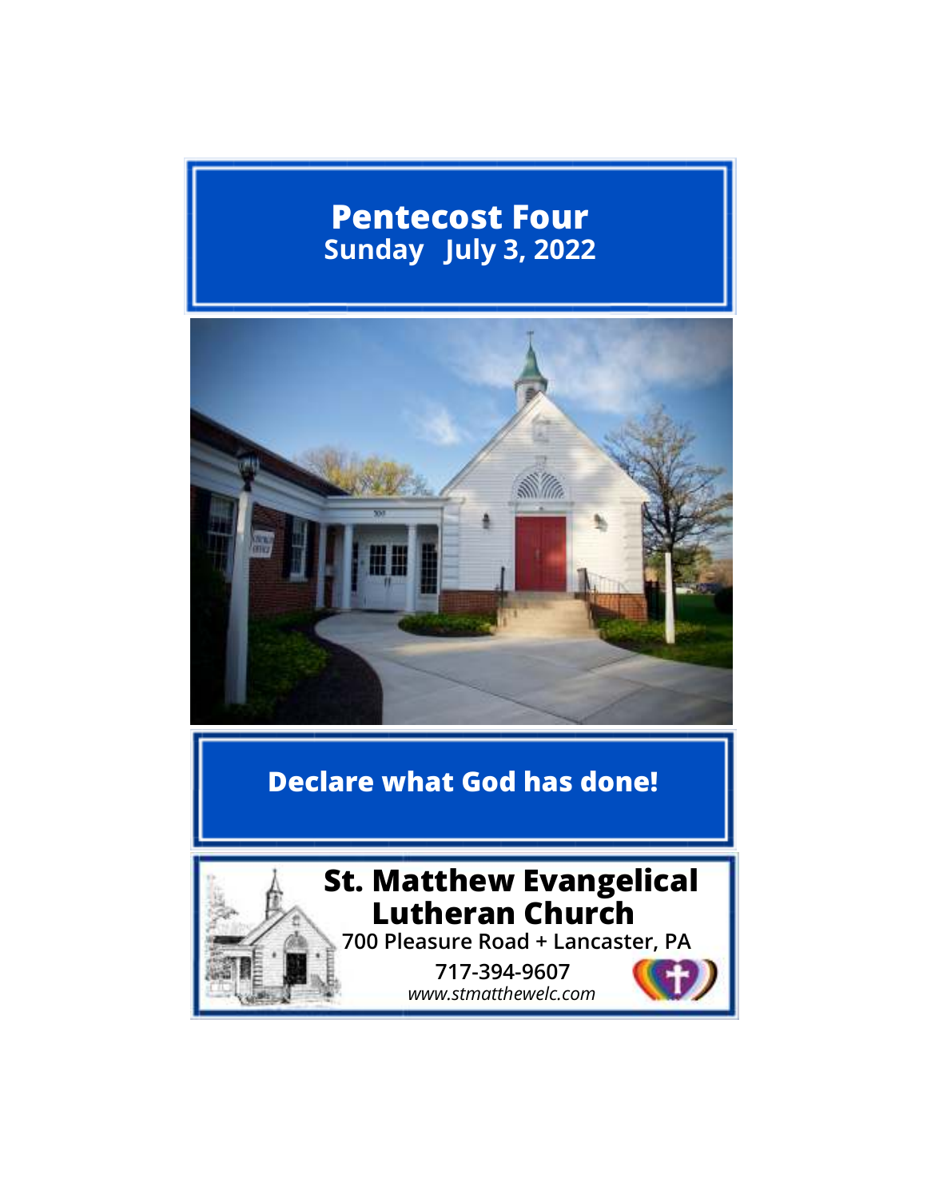# Pentecost Four

**Sunday July 3, 2022**

## Declare what God has done!

**St. Matthew Evangelical Lutheran Church**

**700 Pleasure Road + Lancaster, PA**

**717-394-9607**

*www.stmatthewelc.com*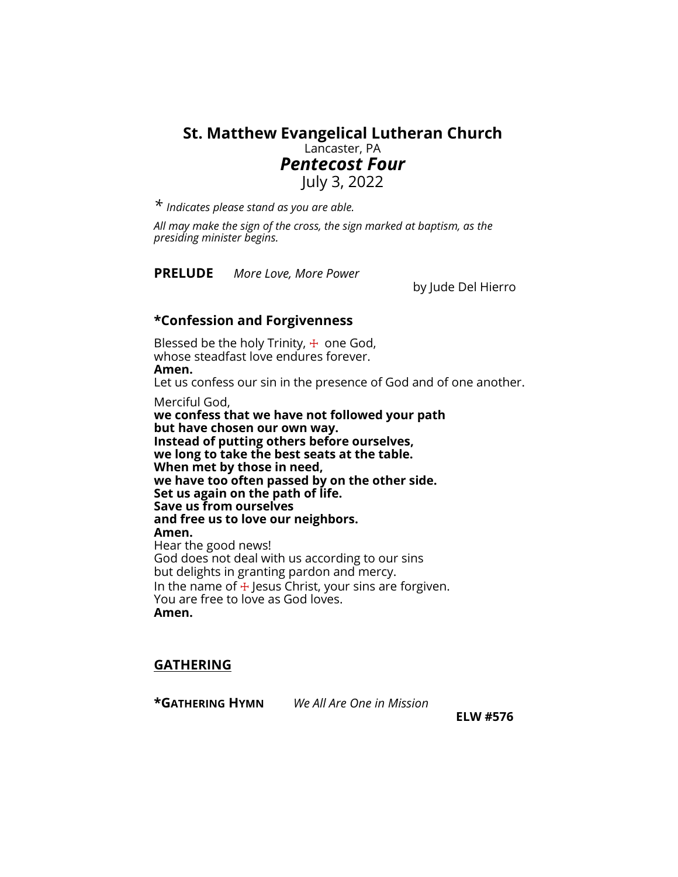# St. Matthew Evangelical Lutheran Church

Lancaster, PA

## *Pentecost Four*

July 3, 2022

\* *Indicates please stand as you are able.*

*All may make the sign of the cross, the sign marked at baptism, as the presiding minister begins.*

**PRELUDE** *More Love, More Power*
by Jude Del Hierro

### *Confession and Forgivenness

Blessed be the holy Trinity, ☩ one God,
whose steadfast love endures forever.
**Amen.**
Let us confess our sin in the presence of God and of one another.

Merciful God,
**we confess that we have not followed your path**
**but have chosen our own way.**
**Instead of putting others before ourselves,**
**we long to take the best seats at the table.**
**When met by those in need,**
**we have too often passed by on the other side.**
**Set us again on the path of life.**
**Save us from ourselves**
**and free us to love our neighbors.**
**Amen.**
Hear the good news!
God does not deal with us according to our sins
but delights in granting pardon and mercy.
In the name of ☩ Jesus Christ, your sins are forgiven.
You are free to love as God loves.
**Amen.**

## GATHERING

**\*GATHERING HYMN** *We All Are One in Mission*
**ELW #576**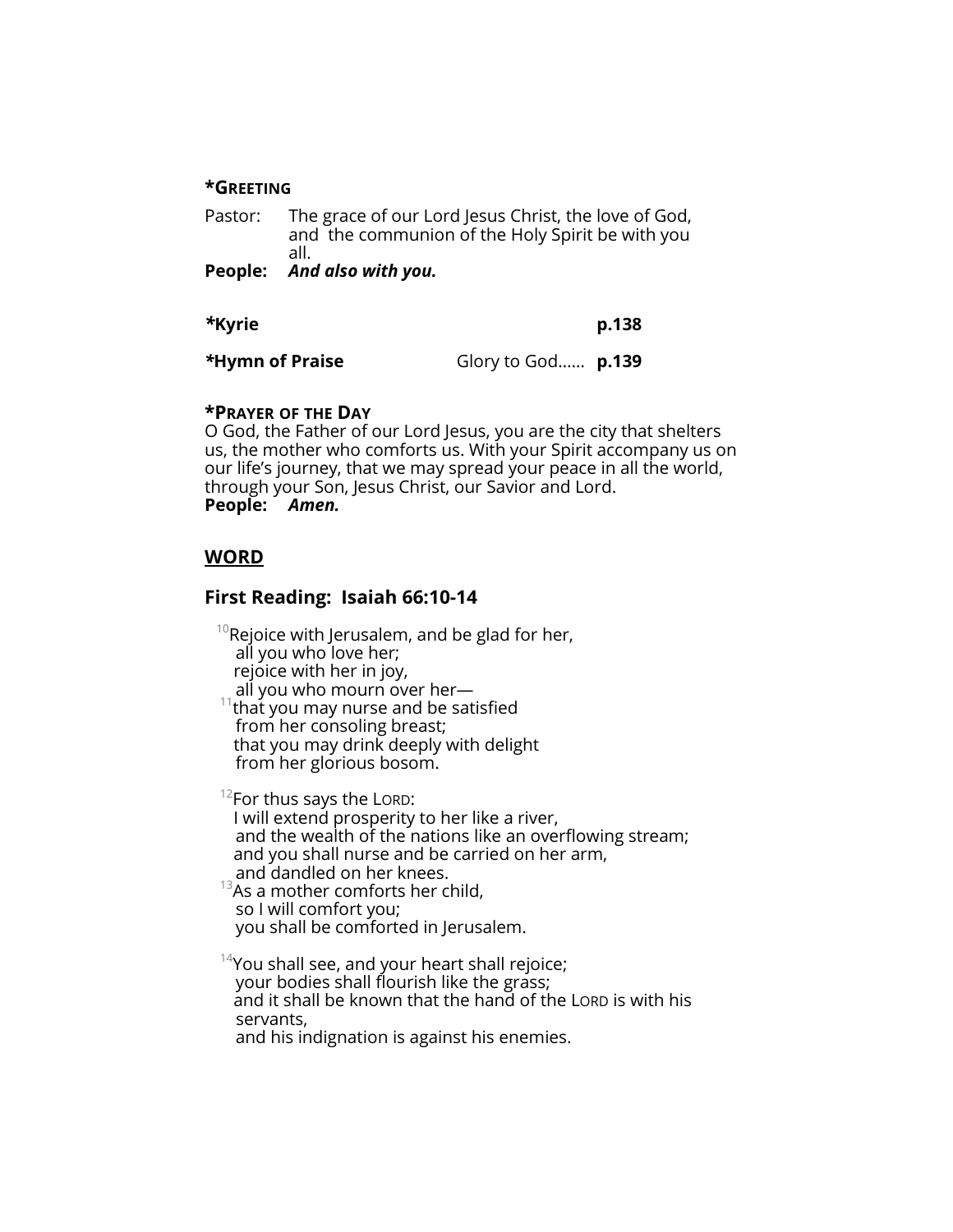**\*GREETING**

Pastor: The grace of our Lord Jesus Christ, the love of God, and the communion of the Holy Spirit be with you all.

**People:** ***And also with you.***

***\*Kyrie*** **p.138**

***\*Hymn of Praise*** Glory to God…… **p.139**

**\*PRAYER OF THE DAY**

O God, the Father of our Lord Jesus, you are the city that shelters us, the mother who comforts us. With your Spirit accompany us on our life's journey, that we may spread your peace in all the world, through your Son, Jesus Christ, our Savior and Lord.

**People:** ***Amen.***

## WORD

### First Reading: Isaiah 66:10-14

[10]Rejoice with Jerusalem, and be glad for her,
all you who love her;
rejoice with her in joy,
all you who mourn over her—
[11]that you may nurse and be satisfied
from her consoling breast;
that you may drink deeply with delight
from her glorious bosom.

[12]For thus says the LORD:
I will extend prosperity to her like a river,
and the wealth of the nations like an overflowing stream;
and you shall nurse and be carried on her arm,
and dandled on her knees.
[13]As a mother comforts her child,
so I will comfort you;
you shall be comforted in Jerusalem.

[14]You shall see, and your heart shall rejoice;
your bodies shall flourish like the grass;
and it shall be known that the hand of the LORD is with his servants,
and his indignation is against his enemies.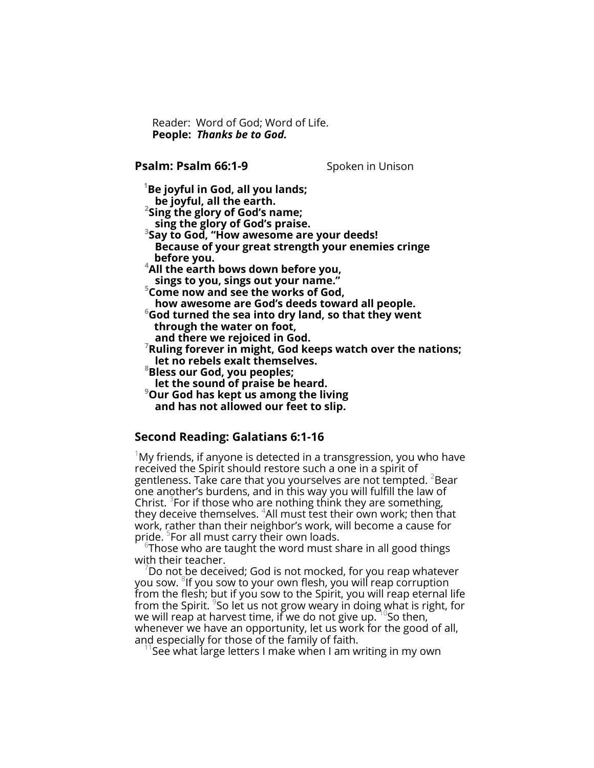Reader: Word of God; Word of Life.
**People:** ***Thanks be to God.***

## Psalm: Psalm 66:1-9 — Spoken in Unison

**[1]Be joyful in God, all you lands;**
**be joyful, all the earth.**
**[2]Sing the glory of God's name;**
**sing the glory of God's praise.**
**[3]Say to God, "How awesome are your deeds!**
**Because of your great strength your enemies cringe before you.**
**[4]All the earth bows down before you,**
**sings to you, sings out your name."**
**[5]Come now and see the works of God,**
**how awesome are God's deeds toward all people.**
**[6]God turned the sea into dry land, so that they went through the water on foot,**
**and there we rejoiced in God.**
**[7]Ruling forever in might, God keeps watch over the nations;**
**let no rebels exalt themselves.**
**[8]Bless our God, you peoples;**
**let the sound of praise be heard.**
**[9]Our God has kept us among the living**
**and has not allowed our feet to slip.**

## Second Reading: Galatians 6:1-16

[1]My friends, if anyone is detected in a transgression, you who have received the Spirit should restore such a one in a spirit of gentleness. Take care that you yourselves are not tempted. [2]Bear one another's burdens, and in this way you will fulfill the law of Christ. [3]For if those who are nothing think they are something, they deceive themselves. [4]All must test their own work; then that work, rather than their neighbor's work, will become a cause for pride. [5]For all must carry their own loads.

[6]Those who are taught the word must share in all good things with their teacher.

[7]Do not be deceived; God is not mocked, for you reap whatever you sow. [8]If you sow to your own flesh, you will reap corruption from the flesh; but if you sow to the Spirit, you will reap eternal life from the Spirit. [9]So let us not grow weary in doing what is right, for we will reap at harvest time, if we do not give up. [10]So then, whenever we have an opportunity, let us work for the good of all, and especially for those of the family of faith.

[11]See what large letters I make when I am writing in my own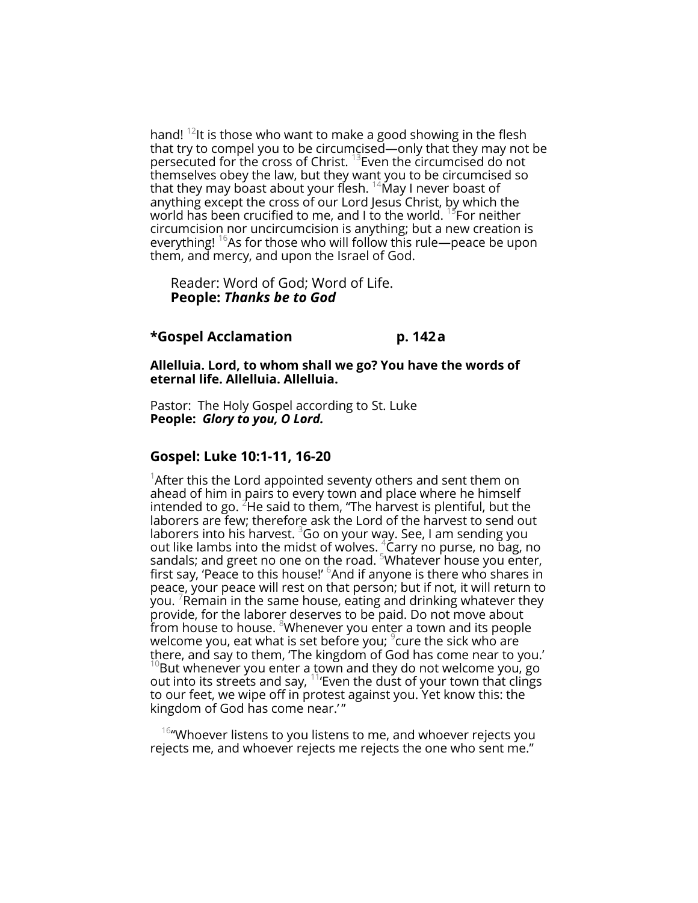hand! [12]It is those who want to make a good showing in the flesh that try to compel you to be circumcised—only that they may not be persecuted for the cross of Christ. [13]Even the circumcised do not themselves obey the law, but they want you to be circumcised so that they may boast about your flesh. [14]May I never boast of anything except the cross of our Lord Jesus Christ, by which the world has been crucified to me, and I to the world. [15]For neither circumcision nor uncircumcision is anything; but a new creation is everything! [16]As for those who will follow this rule—peace be upon them, and mercy, and upon the Israel of God.

Reader: Word of God; Word of Life.
**People: *Thanks be to God***

### *Gospel Acclamation p. 142 a

**Allelluia. Lord, to whom shall we go? You have the words of eternal life. Allelluia. Allelluia.**

Pastor: The Holy Gospel according to St. Luke
**People: *Glory to you, O Lord.***

## Gospel: Luke 10:1-11, 16-20

[1]After this the Lord appointed seventy others and sent them on ahead of him in pairs to every town and place where he himself intended to go. [2]He said to them, "The harvest is plentiful, but the laborers are few; therefore ask the Lord of the harvest to send out laborers into his harvest. [3]Go on your way. See, I am sending you out like lambs into the midst of wolves. [4]Carry no purse, no bag, no sandals; and greet no one on the road. [5]Whatever house you enter, first say, 'Peace to this house!' [6]And if anyone is there who shares in peace, your peace will rest on that person; but if not, it will return to you. [7]Remain in the same house, eating and drinking whatever they provide, for the laborer deserves to be paid. Do not move about from house to house. [8]Whenever you enter a town and its people welcome you, eat what is set before you; [9]cure the sick who are there, and say to them, 'The kingdom of God has come near to you.' [10]But whenever you enter a town and they do not welcome you, go out into its streets and say, [11]'Even the dust of your town that clings to our feet, we wipe off in protest against you. Yet know this: the kingdom of God has come near.'"

[16]"Whoever listens to you listens to me, and whoever rejects you rejects me, and whoever rejects me rejects the one who sent me."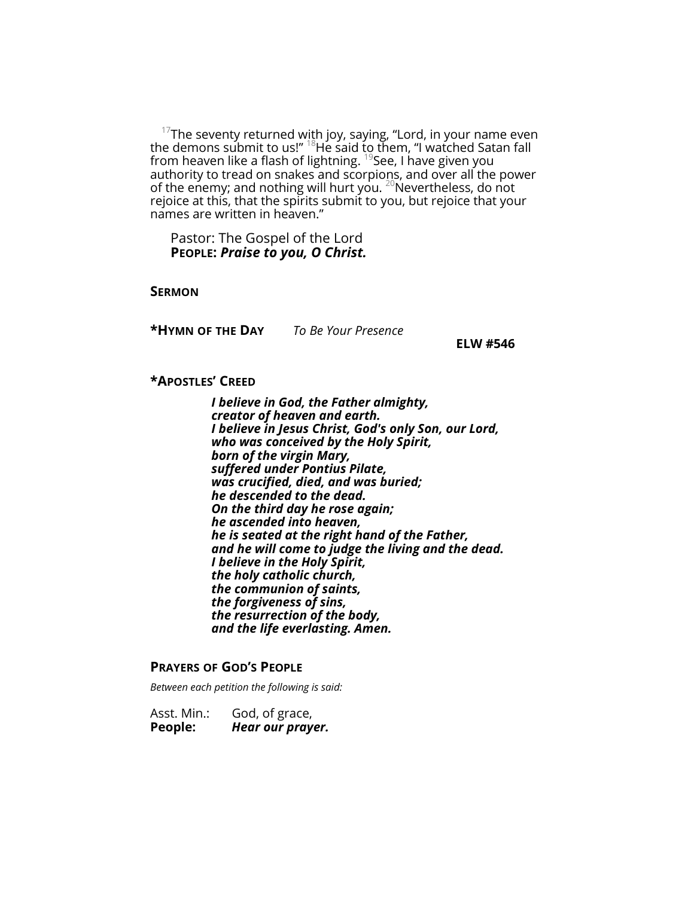[17]The seventy returned with joy, saying, "Lord, in your name even the demons submit to us!" [18]He said to them, "I watched Satan fall from heaven like a flash of lightning. [19]See, I have given you authority to tread on snakes and scorpions, and over all the power of the enemy; and nothing will hurt you. [20]Nevertheless, do not rejoice at this, that the spirits submit to you, but rejoice that your names are written in heaven."

Pastor: The Gospel of the Lord
**PEOPLE: *Praise to you, O Christ.***

**SERMON**

**\*HYMN OF THE DAY** *To Be Your Presence* **ELW #546**

**\*APOSTLES' CREED**

***I believe in God, the Father almighty,***
***creator of heaven and earth.***
***I believe in Jesus Christ, God's only Son, our Lord,***
***who was conceived by the Holy Spirit,***
***born of the virgin Mary,***
***suffered under Pontius Pilate,***
***was crucified, died, and was buried;***
***he descended to the dead.***
***On the third day he rose again;***
***he ascended into heaven,***
***he is seated at the right hand of the Father,***
***and he will come to judge the living and the dead.***
***I believe in the Holy Spirit,***
***the holy catholic church,***
***the communion of saints,***
***the forgiveness of sins,***
***the resurrection of the body,***
***and the life everlasting. Amen.***

**PRAYERS OF GOD'S PEOPLE**

*Between each petition the following is said:*

Asst. Min.: God, of grace,
**People: *Hear our prayer.***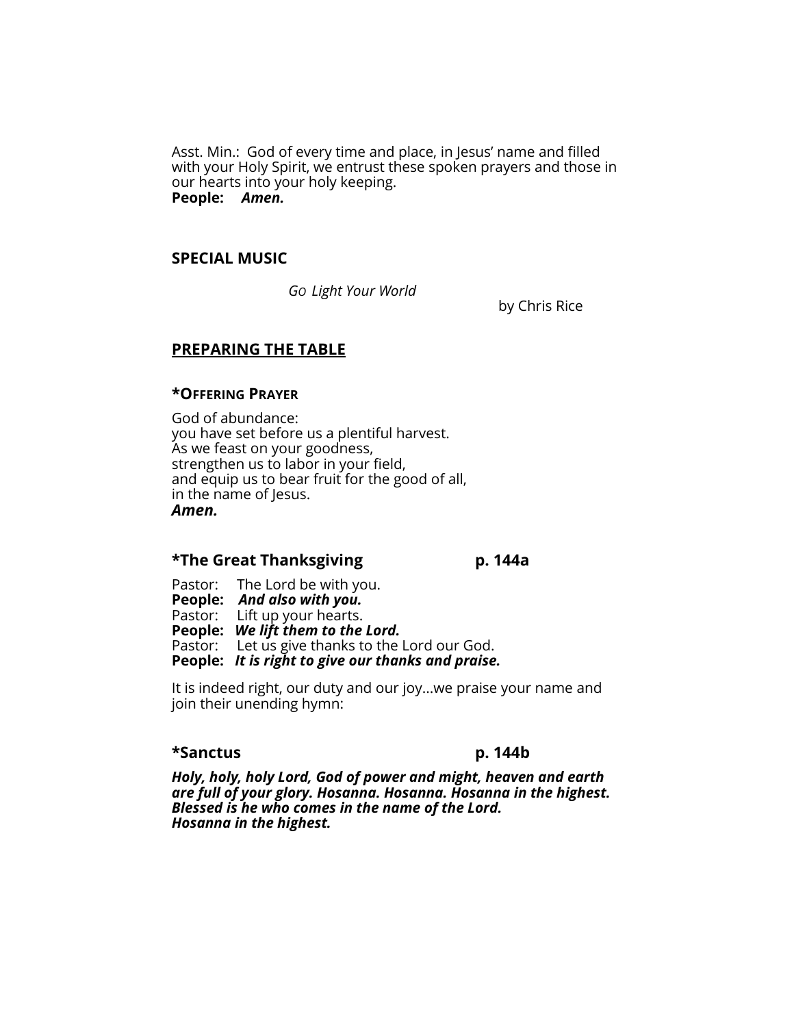Asst. Min.: God of every time and place, in Jesus' name and filled with your Holy Spirit, we entrust these spoken prayers and those in our hearts into your holy keeping.
**People:** ***Amen.***

**SPECIAL MUSIC**

*Go Light Your World*
by Chris Rice

**PREPARING THE TABLE**

**\*OFFERING PRAYER**

God of abundance:
you have set before us a plentiful harvest.
As we feast on your goodness,
strengthen us to labor in your field,
and equip us to bear fruit for the good of all,
in the name of Jesus.
***Amen.***

**\*The Great Thanksgiving p. 144a**

Pastor: The Lord be with you.
**People:** ***And also with you.***
Pastor: Lift up your hearts.
**People:** ***We lift them to the Lord.***
Pastor: Let us give thanks to the Lord our God.
**People:** ***It is right to give our thanks and praise.***

It is indeed right, our duty and our joy…we praise your name and join their unending hymn:

**\*Sanctus p. 144b**

***Holy, holy, holy Lord, God of power and might, heaven and earth are full of your glory. Hosanna. Hosanna. Hosanna in the highest. Blessed is he who comes in the name of the Lord. Hosanna in the highest.***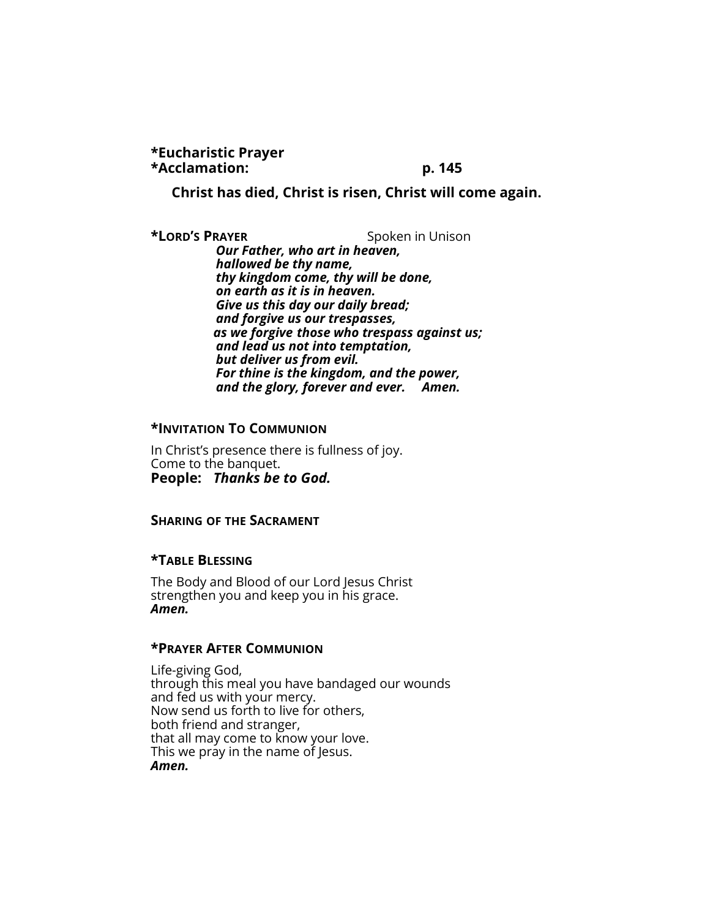**\*Eucharistic Prayer**
**\*Acclamation: p. 145**

**Christ has died, Christ is risen, Christ will come again.**

**\*Lord's Prayer** Spoken in Unison

***Our Father, who art in heaven,***
***hallowed be thy name,***
***thy kingdom come, thy will be done,***
***on earth as it is in heaven.***
***Give us this day our daily bread;***
***and forgive us our trespasses,***
***as we forgive those who trespass against us;***
***and lead us not into temptation,***
***but deliver us from evil.***
***For thine is the kingdom, and the power,***
***and the glory, forever and ever. Amen.***

**\*Invitation To Communion**

In Christ's presence there is fullness of joy.
Come to the banquet.
**People:** ***Thanks be to God.***

**Sharing of the Sacrament**

**\*Table Blessing**

The Body and Blood of our Lord Jesus Christ
strengthen you and keep you in his grace.
***Amen.***

**\*Prayer After Communion**

Life-giving God,
through this meal you have bandaged our wounds
and fed us with your mercy.
Now send us forth to live for others,
both friend and stranger,
that all may come to know your love.
This we pray in the name of Jesus.
***Amen.***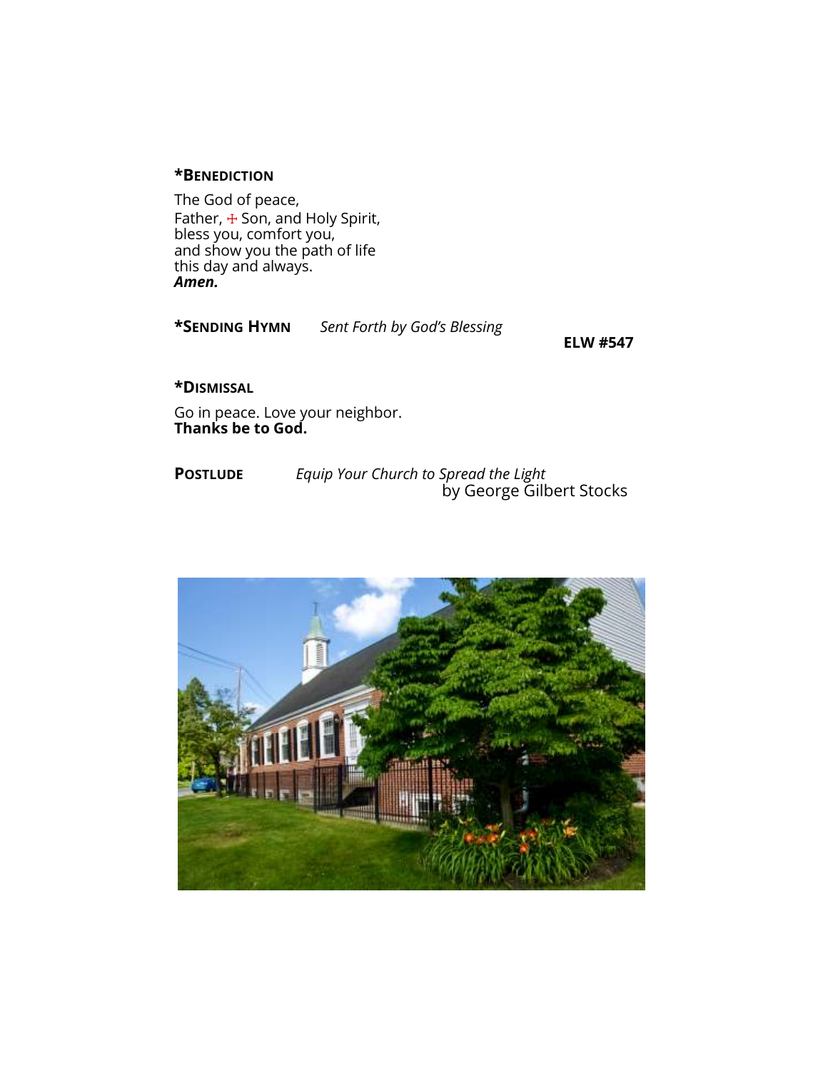**\*BENEDICTION**

The God of peace,
Father, ☩ Son, and Holy Spirit,
bless you, comfort you,
and show you the path of life
this day and always.
***Amen.***

**\*SENDING HYMN** *Sent Forth by God's Blessing* **ELW #547**

**\*DISMISSAL**

Go in peace. Love your neighbor.
**Thanks be to God.**

**POSTLUDE** *Equip Your Church to Spread the Light*
by George Gilbert Stocks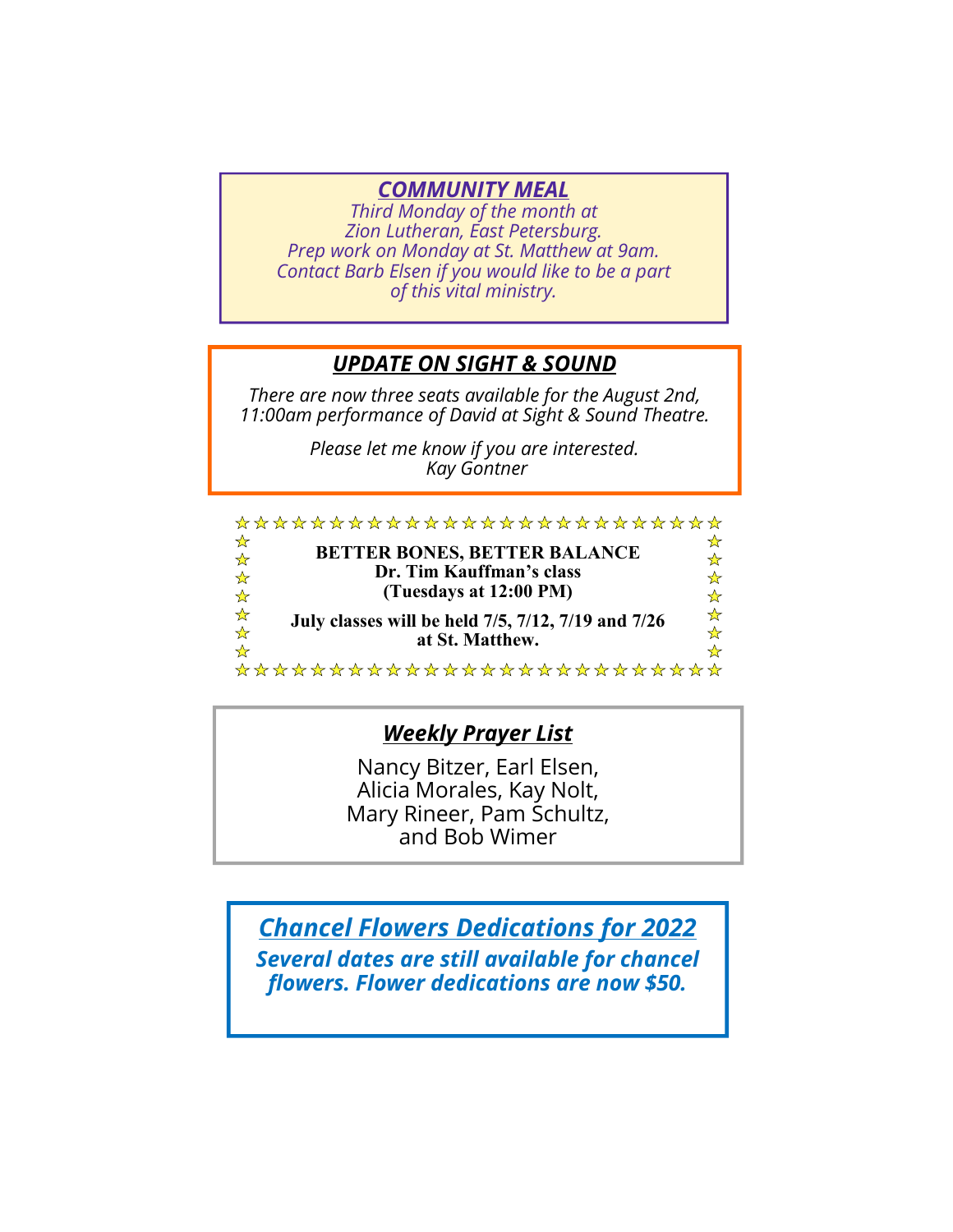## ***COMMUNITY MEAL***

*Third Monday of the month at*
*Zion Lutheran, East Petersburg.*
*Prep work on Monday at St. Matthew at 9am.*
*Contact Barb Elsen if you would like to be a part of this vital ministry.*

## ***UPDATE ON SIGHT & SOUND***

*There are now three seats available for the August 2nd, 11:00am performance of David at Sight & Sound Theatre.*

*Please let me know if you are interested.*
*Kay Gontner*

**BETTER BONES, BETTER BALANCE**
**Dr. Tim Kauffman's class**
**(Tuesdays at 12:00 PM)**

**July classes will be held 7/5, 7/12, 7/19 and 7/26 at St. Matthew.**

## ***Weekly Prayer List***

Nancy Bitzer, Earl Elsen, Alicia Morales, Kay Nolt, Mary Rineer, Pam Schultz, and Bob Wimer

## ***Chancel Flowers Dedications for 2022***

***Several dates are still available for chancel flowers. Flower dedications are now $50.***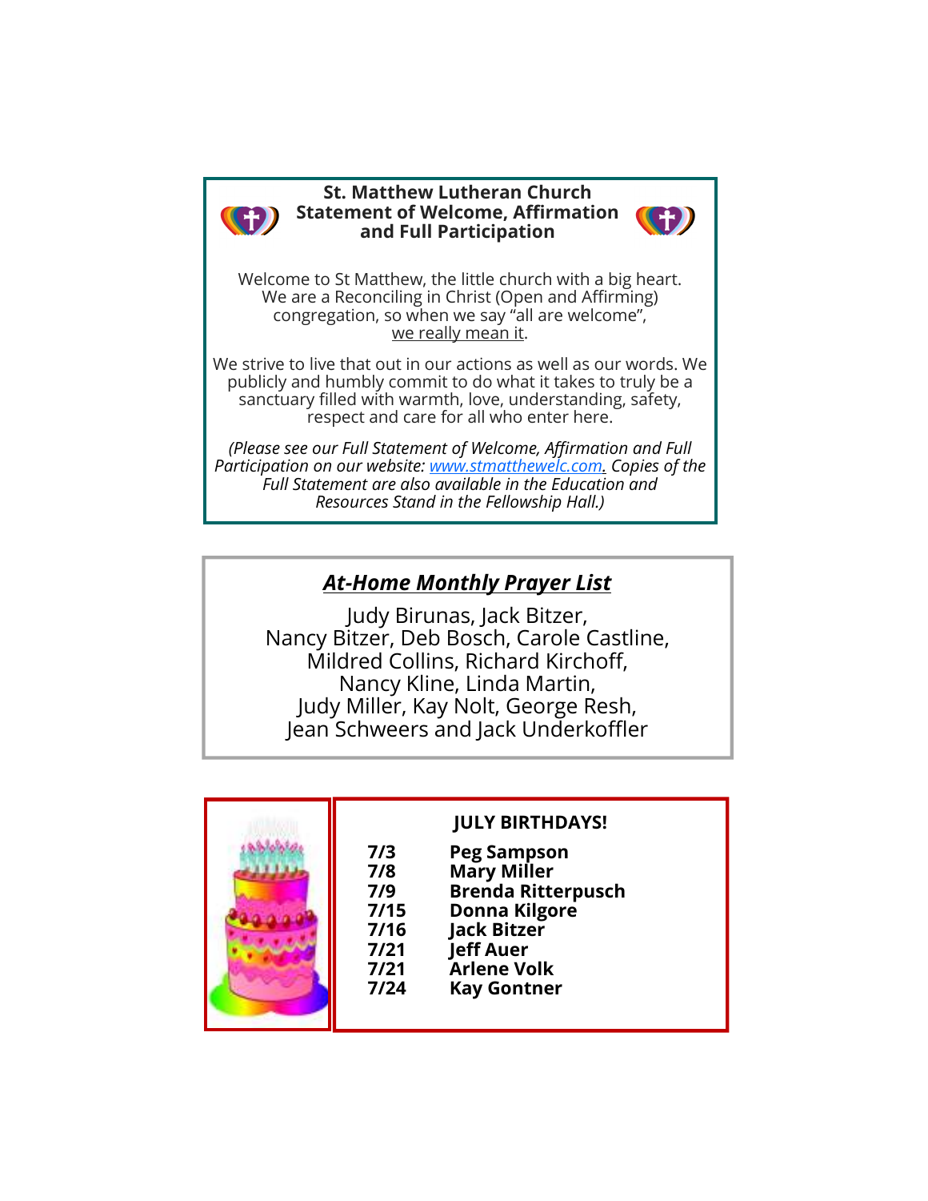## St. Matthew Lutheran Church
## Statement of Welcome, Affirmation and Full Participation

Welcome to St Matthew, the little church with a big heart. We are a Reconciling in Christ (Open and Affirming) congregation, so when we say "all are welcome", we really mean it.

We strive to live that out in our actions as well as our words. We publicly and humbly commit to do what it takes to truly be a sanctuary filled with warmth, love, understanding, safety, respect and care for all who enter here.

*(Please see our Full Statement of Welcome, Affirmation and Full Participation on our website: [www.stmatthewelc.com](http://www.stmatthewelc.com). Copies of the Full Statement are also available in the Education and Resources Stand in the Fellowship Hall.)*

## ***At-Home Monthly Prayer List***

Judy Birunas, Jack Bitzer, Nancy Bitzer, Deb Bosch, Carole Castline, Mildred Collins, Richard Kirchoff, Nancy Kline, Linda Martin, Judy Miller, Kay Nolt, George Resh, Jean Schweers and Jack Underkoffler

## JULY BIRTHDAYS!

| | |
|---|---|
| **7/3** | **Peg Sampson** |
| **7/8** | **Mary Miller** |
| **7/9** | **Brenda Ritterpusch** |
| **7/15** | **Donna Kilgore** |
| **7/16** | **Jack Bitzer** |
| **7/21** | **Jeff Auer** |
| **7/21** | **Arlene Volk** |
| **7/24** | **Kay Gontner** |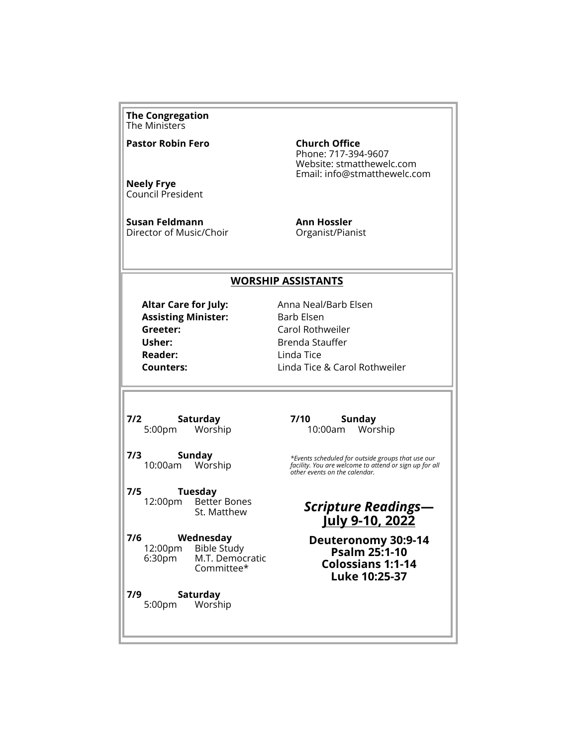**The Congregation**
The Ministers

**Pastor Robin Fero**

**Church Office**
Phone: 717-394-9607
Website: stmatthewelc.com
Email: info@stmatthewelc.com

**Neely Frye**
Council President

**Susan Feldmann**
Director of Music/Choir

**Ann Hossler**
Organist/Pianist

## WORSHIP ASSISTANTS

| | |
|---|---|
| **Altar Care for July:** | Anna Neal/Barb Elsen |
| **Assisting Minister:** | Barb Elsen |
| **Greeter:** | Carol Rothweiler |
| **Usher:** | Brenda Stauffer |
| **Reader:** | Linda Tice |
| **Counters:** | Linda Tice & Carol Rothweiler |

**7/2 Saturday**
5:00pm Worship

**7/3 Sunday**
10:00am Worship

**7/5 Tuesday**
12:00pm Better Bones St. Matthew

**7/6 Wednesday**
12:00pm Bible Study
6:30pm M.T. Democratic Committee*

**7/9 Saturday**
5:00pm Worship

**7/10 Sunday**
10:00am Worship

*\*Events scheduled for outside groups that use our facility. You are welcome to attend or sign up for all other events on the calendar.*

## *Scripture Readings—* July 9-10, 2022

**Deuteronomy 30:9-14**
**Psalm 25:1-10**
**Colossians 1:1-14**
**Luke 10:25-37**